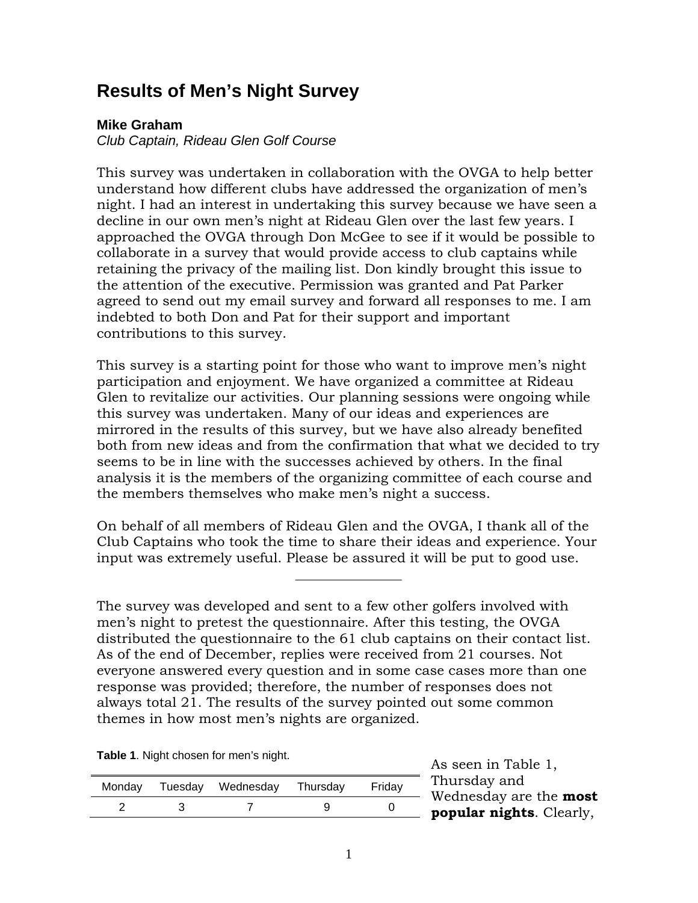# Results of Men's Night Survey

**Mike Graham**
*Club Captain, Rideau Glen Golf Course*

This survey was undertaken in collaboration with the OVGA to help better understand how different clubs have addressed the organization of men's night. I had an interest in undertaking this survey because we have seen a decline in our own men's night at Rideau Glen over the last few years. I approached the OVGA through Don McGee to see if it would be possible to collaborate in a survey that would provide access to club captains while retaining the privacy of the mailing list. Don kindly brought this issue to the attention of the executive. Permission was granted and Pat Parker agreed to send out my email survey and forward all responses to me. I am indebted to both Don and Pat for their support and important contributions to this survey.

This survey is a starting point for those who want to improve men's night participation and enjoyment. We have organized a committee at Rideau Glen to revitalize our activities. Our planning sessions were ongoing while this survey was undertaken. Many of our ideas and experiences are mirrored in the results of this survey, but we have also already benefited both from new ideas and from the confirmation that what we decided to try seems to be in line with the successes achieved by others. In the final analysis it is the members of the organizing committee of each course and the members themselves who make men's night a success.

On behalf of all members of Rideau Glen and the OVGA, I thank all of the Club Captains who took the time to share their ideas and experience. Your input was extremely useful. Please be assured it will be put to good use.

---

The survey was developed and sent to a few other golfers involved with men's night to pretest the questionnaire. After this testing, the OVGA distributed the questionnaire to the 61 club captains on their contact list. As of the end of December, replies were received from 21 courses. Not everyone answered every question and in some case cases more than one response was provided; therefore, the number of responses does not always total 21. The results of the survey pointed out some common themes in how most men's nights are organized.

**Table 1**. Night chosen for men's night.

| Monday | Tuesday | Wednesday | Thursday | Friday |
|---|---|---|---|---|
| 2 | 3 | 7 | 9 | 0 |

As seen in Table 1, Thursday and Wednesday are the **most popular nights**. Clearly,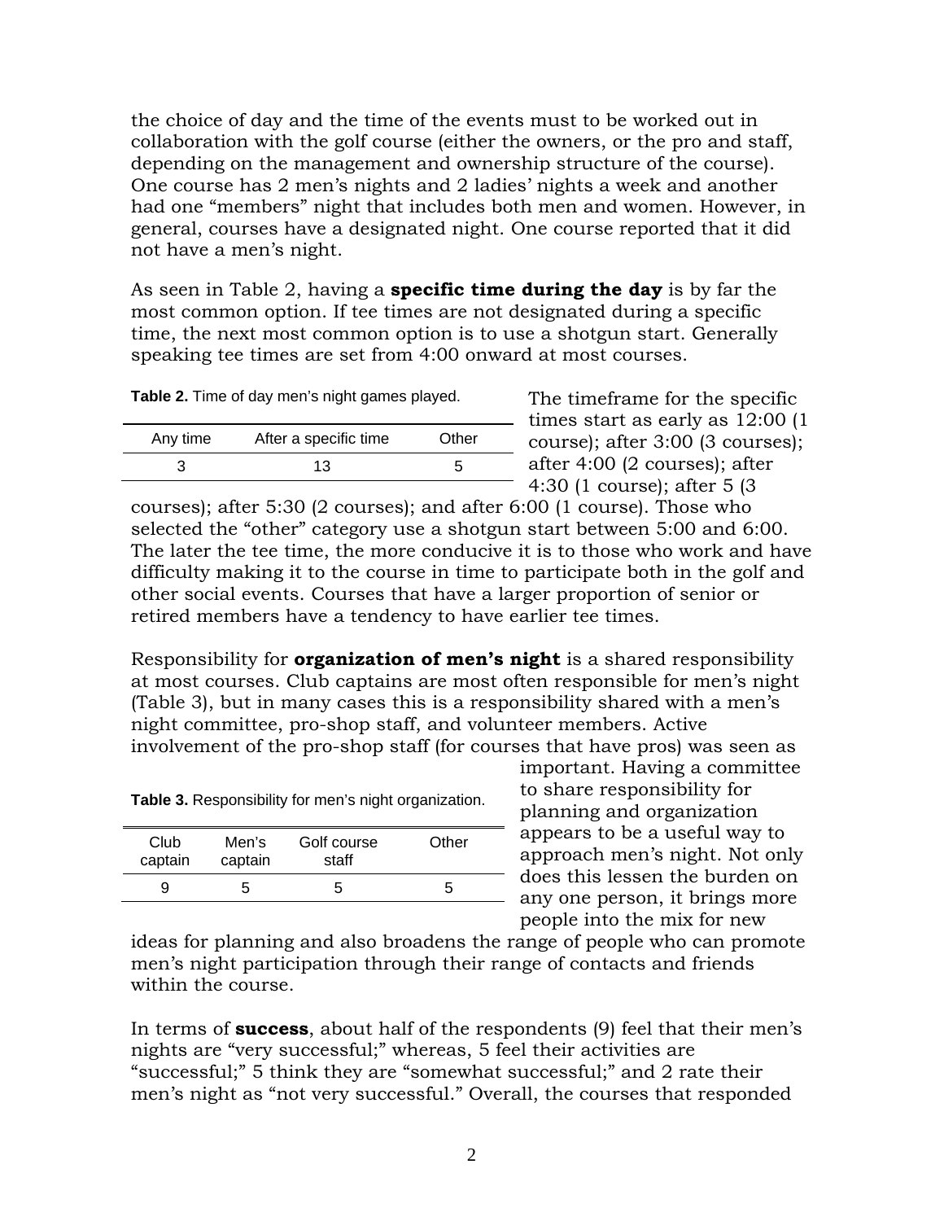the choice of day and the time of the events must to be worked out in collaboration with the golf course (either the owners, or the pro and staff, depending on the management and ownership structure of the course). One course has 2 men's nights and 2 ladies' nights a week and another had one "members" night that includes both men and women. However, in general, courses have a designated night. One course reported that it did not have a men's night.

As seen in Table 2, having a **specific time during the day** is by far the most common option. If tee times are not designated during a specific time, the next most common option is to use a shotgun start. Generally speaking tee times are set from 4:00 onward at most courses.

**Table 2.** Time of day men's night games played.

| Any time | After a specific time | Other |
|---|---|---|
| 3 | 13 | 5 |

The timeframe for the specific times start as early as 12:00 (1 course); after 3:00 (3 courses); after 4:00 (2 courses); after 4:30 (1 course); after 5 (3 courses); after 5:30 (2 courses); and after 6:00 (1 course). Those who selected the "other" category use a shotgun start between 5:00 and 6:00. The later the tee time, the more conducive it is to those who work and have difficulty making it to the course in time to participate both in the golf and other social events. Courses that have a larger proportion of senior or retired members have a tendency to have earlier tee times.

Responsibility for **organization of men's night** is a shared responsibility at most courses. Club captains are most often responsible for men's night (Table 3), but in many cases this is a responsibility shared with a men's night committee, pro-shop staff, and volunteer members. Active involvement of the pro-shop staff (for courses that have pros) was seen as important. Having a committee to share responsibility for planning and organization appears to be a useful way to approach men's night. Not only does this lessen the burden on any one person, it brings more people into the mix for new ideas for planning and also broadens the range of people who can promote men's night participation through their range of contacts and friends within the course.

**Table 3.** Responsibility for men's night organization.

| Club captain | Men's captain | Golf course staff | Other |
|---|---|---|---|
| 9 | 5 | 5 | 5 |

In terms of **success**, about half of the respondents (9) feel that their men's nights are "very successful;" whereas, 5 feel their activities are "successful;" 5 think they are "somewhat successful;" and 2 rate their men's night as "not very successful." Overall, the courses that responded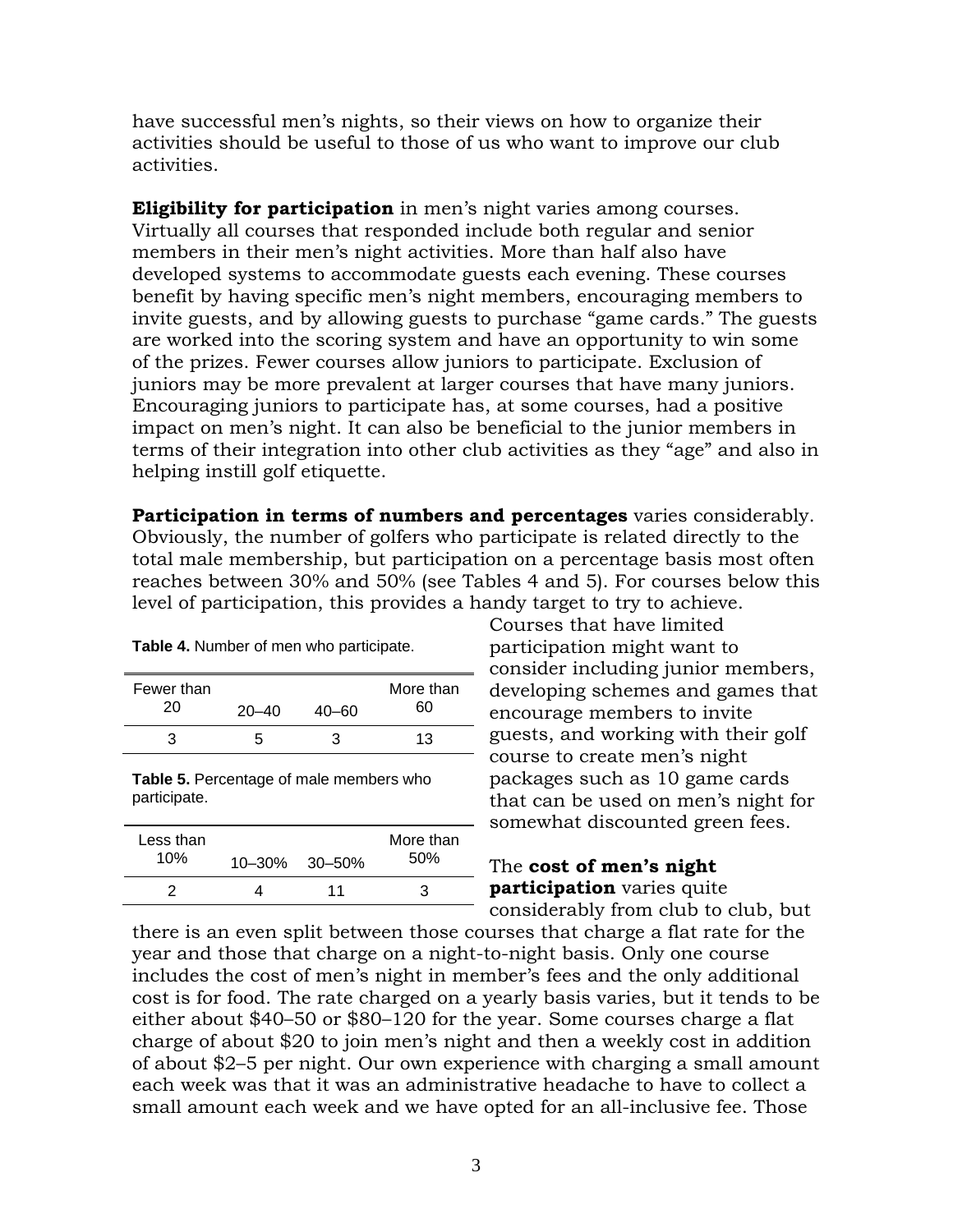have successful men's nights, so their views on how to organize their activities should be useful to those of us who want to improve our club activities.

**Eligibility for participation** in men's night varies among courses. Virtually all courses that responded include both regular and senior members in their men's night activities. More than half also have developed systems to accommodate guests each evening. These courses benefit by having specific men's night members, encouraging members to invite guests, and by allowing guests to purchase "game cards." The guests are worked into the scoring system and have an opportunity to win some of the prizes. Fewer courses allow juniors to participate. Exclusion of juniors may be more prevalent at larger courses that have many juniors. Encouraging juniors to participate has, at some courses, had a positive impact on men's night. It can also be beneficial to the junior members in terms of their integration into other club activities as they "age" and also in helping instill golf etiquette.

**Participation in terms of numbers and percentages** varies considerably. Obviously, the number of golfers who participate is related directly to the total male membership, but participation on a percentage basis most often reaches between 30% and 50% (see Tables 4 and 5). For courses below this level of participation, this provides a handy target to try to achieve.

**Table 4.** Number of men who participate.

| Fewer than 20 | 20–40 | 40–60 | More than 60 |
|---|---|---|---|
| 3 | 5 | 3 | 13 |

**Table 5.** Percentage of male members who participate.

| Less than 10% | 10–30% | 30–50% | More than 50% |
|---|---|---|---|
| 2 | 4 | 11 | 3 |

Courses that have limited participation might want to consider including junior members, developing schemes and games that encourage members to invite guests, and working with their golf course to create men's night packages such as 10 game cards that can be used on men's night for somewhat discounted green fees.

The **cost of men's night participation** varies quite considerably from club to club, but there is an even split between those courses that charge a flat rate for the year and those that charge on a night-to-night basis. Only one course includes the cost of men's night in member's fees and the only additional cost is for food. The rate charged on a yearly basis varies, but it tends to be either about $40–50 or $80–120 for the year. Some courses charge a flat charge of about $20 to join men's night and then a weekly cost in addition of about $2–5 per night. Our own experience with charging a small amount each week was that it was an administrative headache to have to collect a small amount each week and we have opted for an all-inclusive fee. Those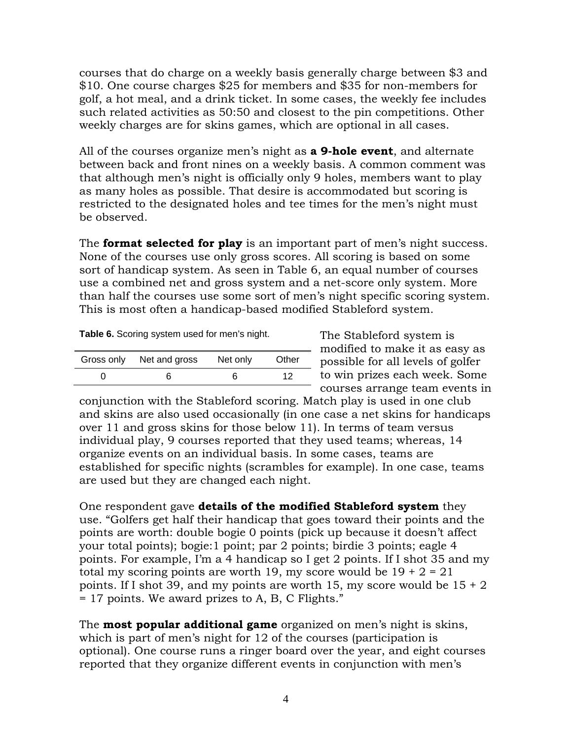courses that do charge on a weekly basis generally charge between $3 and $10. One course charges $25 for members and $35 for non-members for golf, a hot meal, and a drink ticket. In some cases, the weekly fee includes such related activities as 50:50 and closest to the pin competitions. Other weekly charges are for skins games, which are optional in all cases.

All of the courses organize men's night as **a 9-hole event**, and alternate between back and front nines on a weekly basis. A common comment was that although men's night is officially only 9 holes, members want to play as many holes as possible. That desire is accommodated but scoring is restricted to the designated holes and tee times for the men's night must be observed.

The **format selected for play** is an important part of men's night success. None of the courses use only gross scores. All scoring is based on some sort of handicap system. As seen in Table 6, an equal number of courses use a combined net and gross system and a net-score only system. More than half the courses use some sort of men's night specific scoring system. This is most often a handicap-based modified Stableford system.

**Table 6.** Scoring system used for men's night.

| Gross only | Net and gross | Net only | Other |
|---|---|---|---|
| 0 | 6 | 6 | 12 |

The Stableford system is modified to make it as easy as possible for all levels of golfer to win prizes each week. Some courses arrange team events in conjunction with the Stableford scoring. Match play is used in one club and skins are also used occasionally (in one case a net skins for handicaps over 11 and gross skins for those below 11). In terms of team versus individual play, 9 courses reported that they used teams; whereas, 14 organize events on an individual basis. In some cases, teams are established for specific nights (scrambles for example). In one case, teams are used but they are changed each night.

One respondent gave **details of the modified Stableford system** they use. "Golfers get half their handicap that goes toward their points and the points are worth: double bogie 0 points (pick up because it doesn't affect your total points); bogie:1 point; par 2 points; birdie 3 points; eagle 4 points. For example, I'm a 4 handicap so I get 2 points. If I shot 35 and my total my scoring points are worth 19, my score would be 19 + 2 = 21 points. If I shot 39, and my points are worth 15, my score would be 15 + 2 = 17 points. We award prizes to A, B, C Flights."

The **most popular additional game** organized on men's night is skins, which is part of men's night for 12 of the courses (participation is optional). One course runs a ringer board over the year, and eight courses reported that they organize different events in conjunction with men's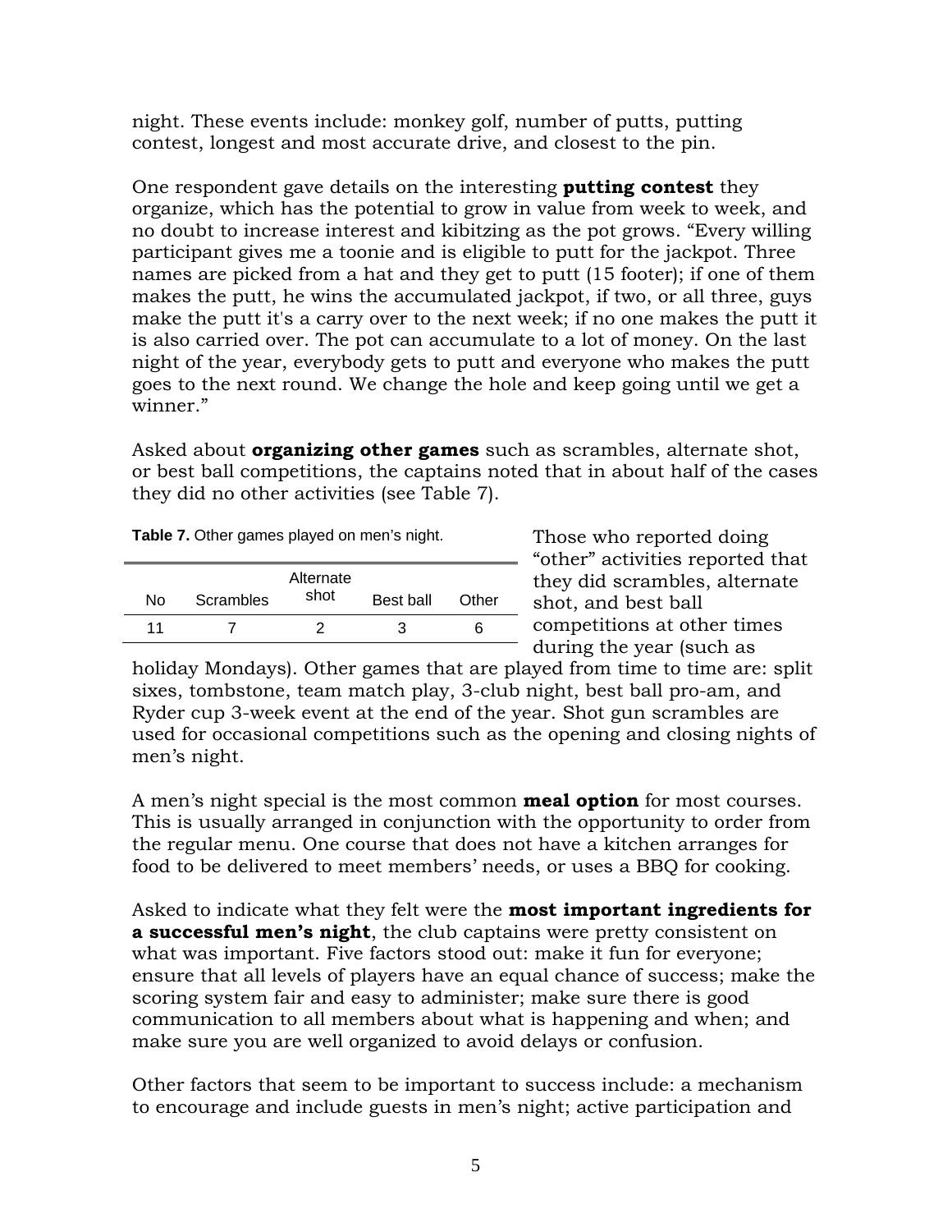night. These events include: monkey golf, number of putts, putting contest, longest and most accurate drive, and closest to the pin.

One respondent gave details on the interesting **putting contest** they organize, which has the potential to grow in value from week to week, and no doubt to increase interest and kibitzing as the pot grows. "Every willing participant gives me a toonie and is eligible to putt for the jackpot. Three names are picked from a hat and they get to putt (15 footer); if one of them makes the putt, he wins the accumulated jackpot, if two, or all three, guys make the putt it's a carry over to the next week; if no one makes the putt it is also carried over. The pot can accumulate to a lot of money. On the last night of the year, everybody gets to putt and everyone who makes the putt goes to the next round. We change the hole and keep going until we get a winner."

Asked about **organizing other games** such as scrambles, alternate shot, or best ball competitions, the captains noted that in about half of the cases they did no other activities (see Table 7).

**Table 7.** Other games played on men's night.

| No | Scrambles | Alternate shot | Best ball | Other |
|---|---|---|---|---|
| 11 | 7 | 2 | 3 | 6 |

Those who reported doing "other" activities reported that they did scrambles, alternate shot, and best ball competitions at other times during the year (such as holiday Mondays). Other games that are played from time to time are: split sixes, tombstone, team match play, 3-club night, best ball pro-am, and Ryder cup 3-week event at the end of the year. Shot gun scrambles are used for occasional competitions such as the opening and closing nights of men's night.

A men's night special is the most common **meal option** for most courses. This is usually arranged in conjunction with the opportunity to order from the regular menu. One course that does not have a kitchen arranges for food to be delivered to meet members' needs, or uses a BBQ for cooking.

Asked to indicate what they felt were the **most important ingredients for a successful men's night**, the club captains were pretty consistent on what was important. Five factors stood out: make it fun for everyone; ensure that all levels of players have an equal chance of success; make the scoring system fair and easy to administer; make sure there is good communication to all members about what is happening and when; and make sure you are well organized to avoid delays or confusion.

Other factors that seem to be important to success include: a mechanism to encourage and include guests in men's night; active participation and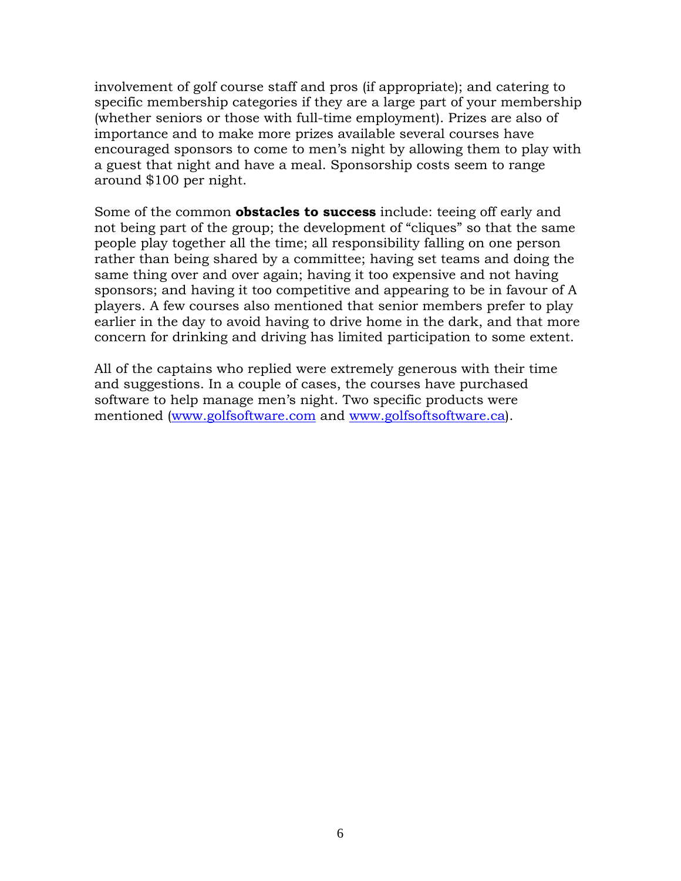involvement of golf course staff and pros (if appropriate); and catering to specific membership categories if they are a large part of your membership (whether seniors or those with full-time employment). Prizes are also of importance and to make more prizes available several courses have encouraged sponsors to come to men's night by allowing them to play with a guest that night and have a meal. Sponsorship costs seem to range around $100 per night.

Some of the common **obstacles to success** include: teeing off early and not being part of the group; the development of "cliques" so that the same people play together all the time; all responsibility falling on one person rather than being shared by a committee; having set teams and doing the same thing over and over again; having it too expensive and not having sponsors; and having it too competitive and appearing to be in favour of A players. A few courses also mentioned that senior members prefer to play earlier in the day to avoid having to drive home in the dark, and that more concern for drinking and driving has limited participation to some extent.

All of the captains who replied were extremely generous with their time and suggestions. In a couple of cases, the courses have purchased software to help manage men's night. Two specific products were mentioned ([www.golfsoftware.com](http://www.golfsoftware.com) and [www.golfsoftsoftware.ca](http://www.golfsoftsoftware.ca)).